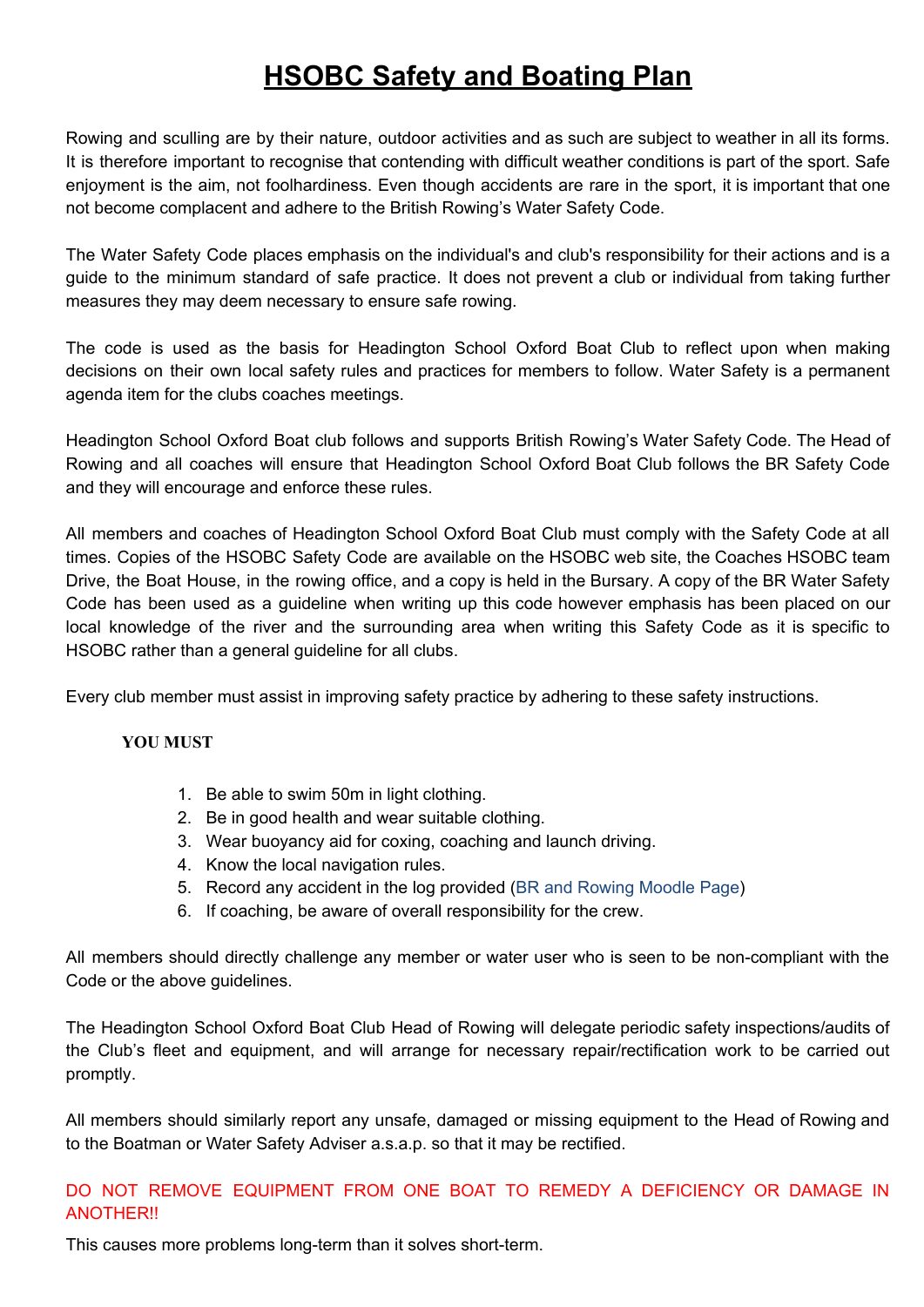# HSOBC Safety and Boating Plan

Rowing and sculling are by their nature, outdoor activities and as such are subject to weather in all its forms. It is therefore important to recognise that contending with difficult weather conditions is part of the sport. Safe enjoyment is the aim, not foolhardiness. Even though accidents are rare in the sport, it is important that one not become complacent and adhere to the British Rowing's Water Safety Code.

The Water Safety Code places emphasis on the individual's and club's responsibility for their actions and is a guide to the minimum standard of safe practice. It does not prevent a club or individual from taking further measures they may deem necessary to ensure safe rowing.

The code is used as the basis for Headington School Oxford Boat Club to reflect upon when making decisions on their own local safety rules and practices for members to follow. Water Safety is a permanent agenda item for the clubs coaches meetings.

Headington School Oxford Boat club follows and supports British Rowing's Water Safety Code. The Head of Rowing and all coaches will ensure that Headington School Oxford Boat Club follows the BR Safety Code and they will encourage and enforce these rules.

All members and coaches of Headington School Oxford Boat Club must comply with the Safety Code at all times. Copies of the HSOBC Safety Code are available on the HSOBC web site, the Coaches HSOBC team Drive, the Boat House, in the rowing office, and a copy is held in the Bursary. A copy of the BR Water Safety Code has been used as a guideline when writing up this code however emphasis has been placed on our local knowledge of the river and the surrounding area when writing this Safety Code as it is specific to HSOBC rather than a general guideline for all clubs.

Every club member must assist in improving safety practice by adhering to these safety instructions.

**YOU MUST**

1. Be able to swim 50m in light clothing.
2. Be in good health and wear suitable clothing.
3. Wear buoyancy aid for coxing, coaching and launch driving.
4. Know the local navigation rules.
5. Record any accident in the log provided (BR and Rowing Moodle Page)
6. If coaching, be aware of overall responsibility for the crew.

All members should directly challenge any member or water user who is seen to be non-compliant with the Code or the above guidelines.

The Headington School Oxford Boat Club Head of Rowing will delegate periodic safety inspections/audits of the Club's fleet and equipment, and will arrange for necessary repair/rectification work to be carried out promptly.

All members should similarly report any unsafe, damaged or missing equipment to the Head of Rowing and to the Boatman or Water Safety Adviser a.s.a.p. so that it may be rectified.

DO NOT REMOVE EQUIPMENT FROM ONE BOAT TO REMEDY A DEFICIENCY OR DAMAGE IN ANOTHER!!

This causes more problems long-term than it solves short-term.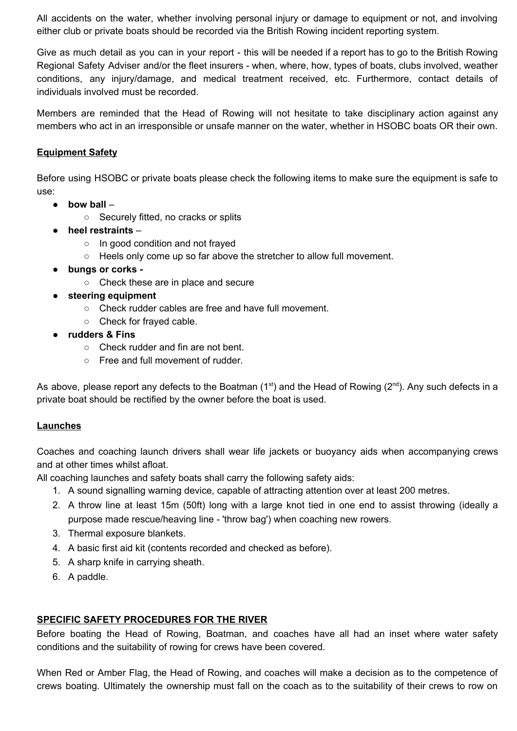All accidents on the water, whether involving personal injury or damage to equipment or not, and involving either club or private boats should be recorded via the British Rowing incident reporting system.

Give as much detail as you can in your report - this will be needed if a report has to go to the British Rowing Regional Safety Adviser and/or the fleet insurers - when, where, how, types of boats, clubs involved, weather conditions, any injury/damage, and medical treatment received, etc. Furthermore, contact details of individuals involved must be recorded.

Members are reminded that the Head of Rowing will not hesitate to take disciplinary action against any members who act in an irresponsible or unsafe manner on the water, whether in HSOBC boats OR their own.

## Equipment Safety

Before using HSOBC or private boats please check the following items to make sure the equipment is safe to use:

- **bow ball** –
  - Securely fitted, no cracks or splits
- **heel restraints** –
  - In good condition and not frayed
  - Heels only come up so far above the stretcher to allow full movement.
- **bungs or corks -**
  - Check these are in place and secure
- **steering equipment**
  - Check rudder cables are free and have full movement.
  - Check for frayed cable.
- **rudders & Fins**
  - Check rudder and fin are not bent.
  - Free and full movement of rudder.

As above, please report any defects to the Boatman (1st) and the Head of Rowing (2nd). Any such defects in a private boat should be rectified by the owner before the boat is used.

## Launches

Coaches and coaching launch drivers shall wear life jackets or buoyancy aids when accompanying crews and at other times whilst afloat.

All coaching launches and safety boats shall carry the following safety aids:

1. A sound signalling warning device, capable of attracting attention over at least 200 metres.
2. A throw line at least 15m (50ft) long with a large knot tied in one end to assist throwing (ideally a purpose made rescue/heaving line - 'throw bag') when coaching new rowers.
3. Thermal exposure blankets.
4. A basic first aid kit (contents recorded and checked as before).
5. A sharp knife in carrying sheath.
6. A paddle.

## SPECIFIC SAFETY PROCEDURES FOR THE RIVER

Before boating the Head of Rowing, Boatman, and coaches have all had an inset where water safety conditions and the suitability of rowing for crews have been covered.

When Red or Amber Flag, the Head of Rowing, and coaches will make a decision as to the competence of crews boating. Ultimately the ownership must fall on the coach as to the suitability of their crews to row on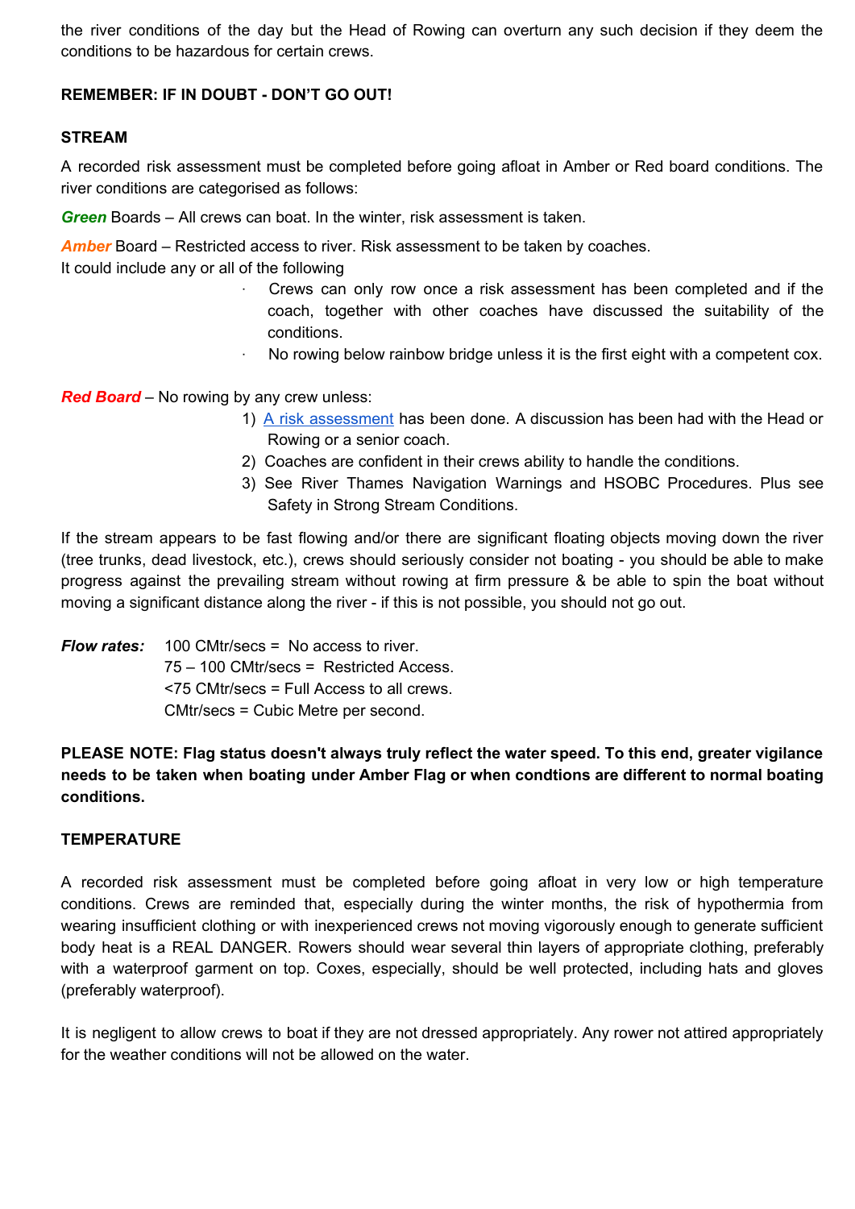the river conditions of the day but the Head of Rowing can overturn any such decision if they deem the conditions to be hazardous for certain crews.

**REMEMBER: IF IN DOUBT - DON'T GO OUT!**

**STREAM**

A recorded risk assessment must be completed before going afloat in Amber or Red board conditions. The river conditions are categorised as follows:

***Green*** Boards – All crews can boat. In the winter, risk assessment is taken.

***Amber*** Board – Restricted access to river. Risk assessment to be taken by coaches.
It could include any or all of the following

- Crews can only row once a risk assessment has been completed and if the coach, together with other coaches have discussed the suitability of the conditions.
- No rowing below rainbow bridge unless it is the first eight with a competent cox.

***Red Board*** – No rowing by any crew unless:

1) A risk assessment has been done. A discussion has been had with the Head or Rowing or a senior coach.
2) Coaches are confident in their crews ability to handle the conditions.
3) See River Thames Navigation Warnings and HSOBC Procedures. Plus see Safety in Strong Stream Conditions.

If the stream appears to be fast flowing and/or there are significant floating objects moving down the river (tree trunks, dead livestock, etc.), crews should seriously consider not boating - you should be able to make progress against the prevailing stream without rowing at firm pressure & be able to spin the boat without moving a significant distance along the river - if this is not possible, you should not go out.

***Flow rates:*** 100 CMtr/secs = No access to river.
75 – 100 CMtr/secs = Restricted Access.
<75 CMtr/secs = Full Access to all crews.
CMtr/secs = Cubic Metre per second.

**PLEASE NOTE: Flag status doesn't always truly reflect the water speed. To this end, greater vigilance needs to be taken when boating under Amber Flag or when condtions are different to normal boating conditions.**

**TEMPERATURE**

A recorded risk assessment must be completed before going afloat in very low or high temperature conditions. Crews are reminded that, especially during the winter months, the risk of hypothermia from wearing insufficient clothing or with inexperienced crews not moving vigorously enough to generate sufficient body heat is a REAL DANGER. Rowers should wear several thin layers of appropriate clothing, preferably with a waterproof garment on top. Coxes, especially, should be well protected, including hats and gloves (preferably waterproof).

It is negligent to allow crews to boat if they are not dressed appropriately. Any rower not attired appropriately for the weather conditions will not be allowed on the water.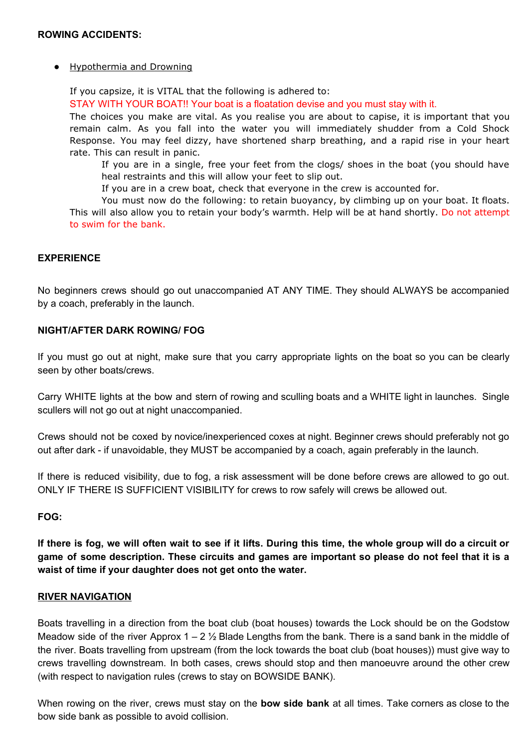**ROWING ACCIDENTS:**

- <u>Hypothermia and Drowning</u>

  If you capsize, it is VITAL that the following is adhered to:
  STAY WITH YOUR BOAT!! Your boat is a floatation devise and you must stay with it.
  The choices you make are vital. As you realise you are about to capise, it is important that you remain calm. As you fall into the water you will immediately shudder from a Cold Shock Response. You may feel dizzy, have shortened sharp breathing, and a rapid rise in your heart rate. This can result in panic.

  If you are in a single, free your feet from the clogs/ shoes in the boat (you should have heal restraints and this will allow your feet to slip out.

  If you are in a crew boat, check that everyone in the crew is accounted for.

  You must now do the following: to retain buoyancy, by climbing up on your boat. It floats. This will also allow you to retain your body's warmth. Help will be at hand shortly. Do not attempt to swim for the bank.

**EXPERIENCE**

No beginners crews should go out unaccompanied AT ANY TIME. They should ALWAYS be accompanied by a coach, preferably in the launch.

**NIGHT/AFTER DARK ROWING/ FOG**

If you must go out at night, make sure that you carry appropriate lights on the boat so you can be clearly seen by other boats/crews.

Carry WHITE lights at the bow and stern of rowing and sculling boats and a WHITE light in launches. Single scullers will not go out at night unaccompanied.

Crews should not be coxed by novice/inexperienced coxes at night. Beginner crews should preferably not go out after dark - if unavoidable, they MUST be accompanied by a coach, again preferably in the launch.

If there is reduced visibility, due to fog, a risk assessment will be done before crews are allowed to go out. ONLY IF THERE IS SUFFICIENT VISIBILITY for crews to row safely will crews be allowed out.

**FOG:**

**If there is fog, we will often wait to see if it lifts. During this time, the whole group will do a circuit or game of some description. These circuits and games are important so please do not feel that it is a waist of time if your daughter does not get onto the water.**

**<u>RIVER NAVIGATION</u>**

Boats travelling in a direction from the boat club (boat houses) towards the Lock should be on the Godstow Meadow side of the river Approx 1 – 2 ½ Blade Lengths from the bank. There is a sand bank in the middle of the river. Boats travelling from upstream (from the lock towards the boat club (boat houses)) must give way to crews travelling downstream. In both cases, crews should stop and then manoeuvre around the other crew (with respect to navigation rules (crews to stay on BOWSIDE BANK).

When rowing on the river, crews must stay on the **bow side bank** at all times. Take corners as close to the bow side bank as possible to avoid collision.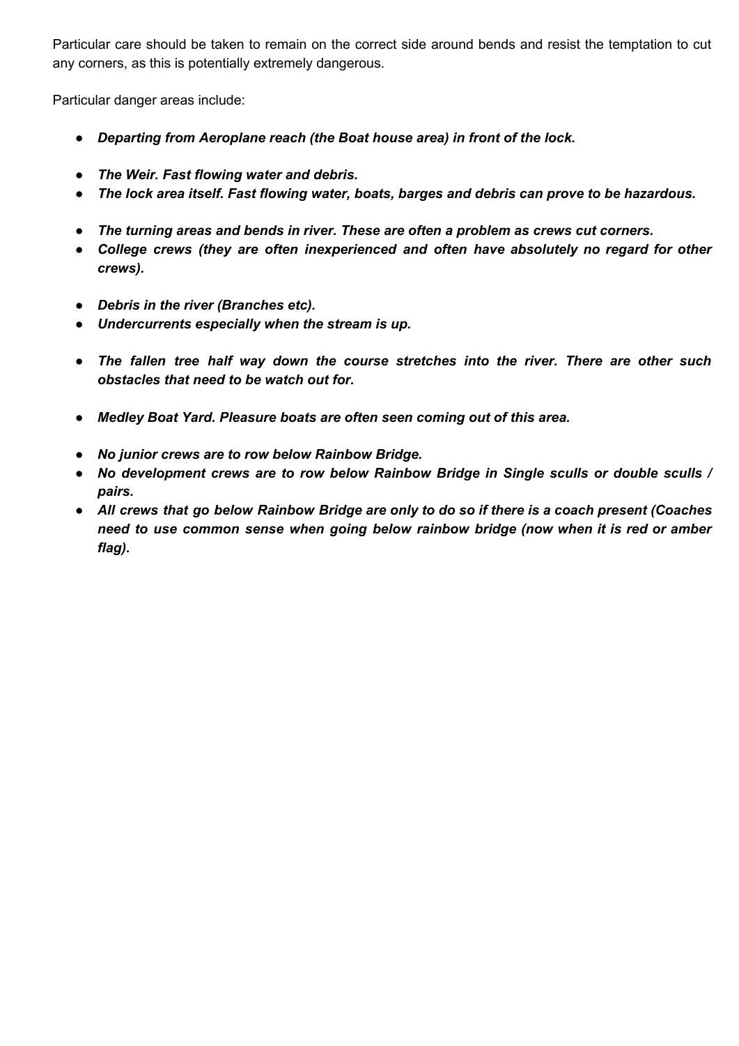Particular care should be taken to remain on the correct side around bends and resist the temptation to cut any corners, as this is potentially extremely dangerous.

Particular danger areas include:

- ***Departing from Aeroplane reach (the Boat house area) in front of the lock.***
- ***The Weir. Fast flowing water and debris.***
- ***The lock area itself. Fast flowing water, boats, barges and debris can prove to be hazardous.***
- ***The turning areas and bends in river. These are often a problem as crews cut corners.***
- ***College crews (they are often inexperienced and often have absolutely no regard for other crews).***
- ***Debris in the river (Branches etc).***
- ***Undercurrents especially when the stream is up.***
- ***The fallen tree half way down the course stretches into the river. There are other such obstacles that need to be watch out for.***
- ***Medley Boat Yard. Pleasure boats are often seen coming out of this area.***
- ***No junior crews are to row below Rainbow Bridge.***
- ***No development crews are to row below Rainbow Bridge in Single sculls or double sculls / pairs.***
- ***All crews that go below Rainbow Bridge are only to do so if there is a coach present (Coaches need to use common sense when going below rainbow bridge (now when it is red or amber flag).***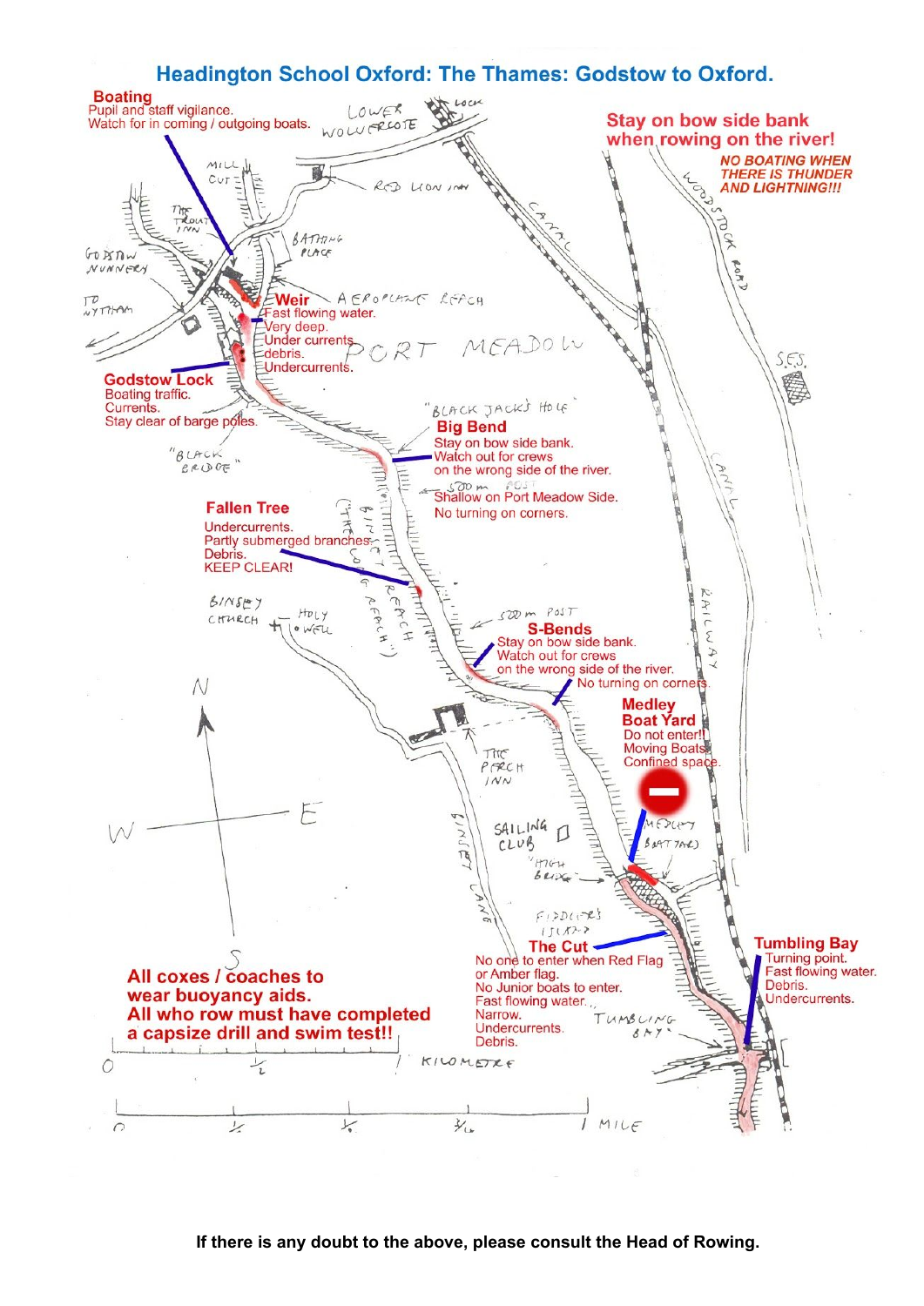# Headington School Oxford: The Thames: Godstow to Oxford.

**Boating**
Pupil and staff vigilance.
Watch for in coming / outgoing boats.

**Stay on bow side bank when rowing on the river!**

***NO BOATING WHEN THERE IS THUNDER AND LIGHTNING!!!***

**Weir**
Fast flowing water.
Very deep.
Under currents.
debris.
Undercurrents.

**Godstow Lock**
Boating traffic.
Currents.
Stay clear of barge poles.

**Big Bend**
Stay on bow side bank.
Watch out for crews on the wrong side of the river.
Shallow on Port Meadow Side.
No turning on corners.

**Fallen Tree**
Undercurrents.
Partly submerged branches.
Debris.
KEEP CLEAR!

**S-Bends**
Stay on bow side bank.
Watch out for crews on the wrong side of the river.
No turning on corners.

**Medley Boat Yard**
Do not enter!!
Moving Boats.
Confined space.

**The Cut**
No one to enter when Red Flag or Amber flag.
No Junior boats to enter.
Fast flowing water.
Narrow.
Undercurrents.
Debris.

**Tumbling Bay**
Turning point.
Fast flowing water.
Debris.
Undercurrents.

**All coxes / coaches to wear buoyancy aids.**
**All who row must have completed a capsize drill and swim test!!**

**If there is any doubt to the above, please consult the Head of Rowing.**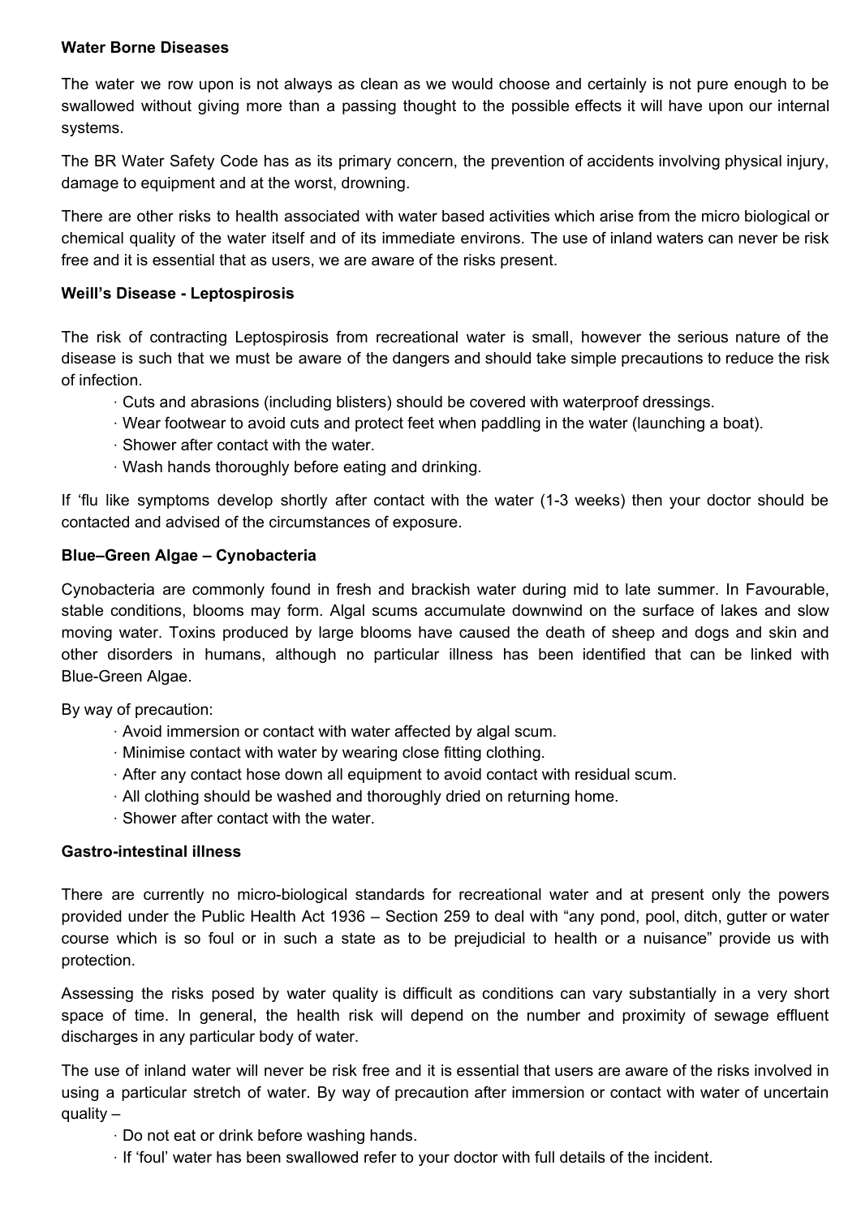**Water Borne Diseases**

The water we row upon is not always as clean as we would choose and certainly is not pure enough to be swallowed without giving more than a passing thought to the possible effects it will have upon our internal systems.

The BR Water Safety Code has as its primary concern, the prevention of accidents involving physical injury, damage to equipment and at the worst, drowning.

There are other risks to health associated with water based activities which arise from the micro biological or chemical quality of the water itself and of its immediate environs. The use of inland waters can never be risk free and it is essential that as users, we are aware of the risks present.

**Weill's Disease - Leptospirosis**

The risk of contracting Leptospirosis from recreational water is small, however the serious nature of the disease is such that we must be aware of the dangers and should take simple precautions to reduce the risk of infection.

- Cuts and abrasions (including blisters) should be covered with waterproof dressings.
- Wear footwear to avoid cuts and protect feet when paddling in the water (launching a boat).
- Shower after contact with the water.
- Wash hands thoroughly before eating and drinking.

If 'flu like symptoms develop shortly after contact with the water (1-3 weeks) then your doctor should be contacted and advised of the circumstances of exposure.

**Blue–Green Algae – Cynobacteria**

Cynobacteria are commonly found in fresh and brackish water during mid to late summer. In Favourable, stable conditions, blooms may form. Algal scums accumulate downwind on the surface of lakes and slow moving water. Toxins produced by large blooms have caused the death of sheep and dogs and skin and other disorders in humans, although no particular illness has been identified that can be linked with Blue-Green Algae.

By way of precaution:

- Avoid immersion or contact with water affected by algal scum.
- Minimise contact with water by wearing close fitting clothing.
- After any contact hose down all equipment to avoid contact with residual scum.
- All clothing should be washed and thoroughly dried on returning home.
- Shower after contact with the water.

**Gastro-intestinal illness**

There are currently no micro-biological standards for recreational water and at present only the powers provided under the Public Health Act 1936 – Section 259 to deal with "any pond, pool, ditch, gutter or water course which is so foul or in such a state as to be prejudicial to health or a nuisance" provide us with protection.

Assessing the risks posed by water quality is difficult as conditions can vary substantially in a very short space of time. In general, the health risk will depend on the number and proximity of sewage effluent discharges in any particular body of water.

The use of inland water will never be risk free and it is essential that users are aware of the risks involved in using a particular stretch of water. By way of precaution after immersion or contact with water of uncertain quality –

- Do not eat or drink before washing hands.
- If 'foul' water has been swallowed refer to your doctor with full details of the incident.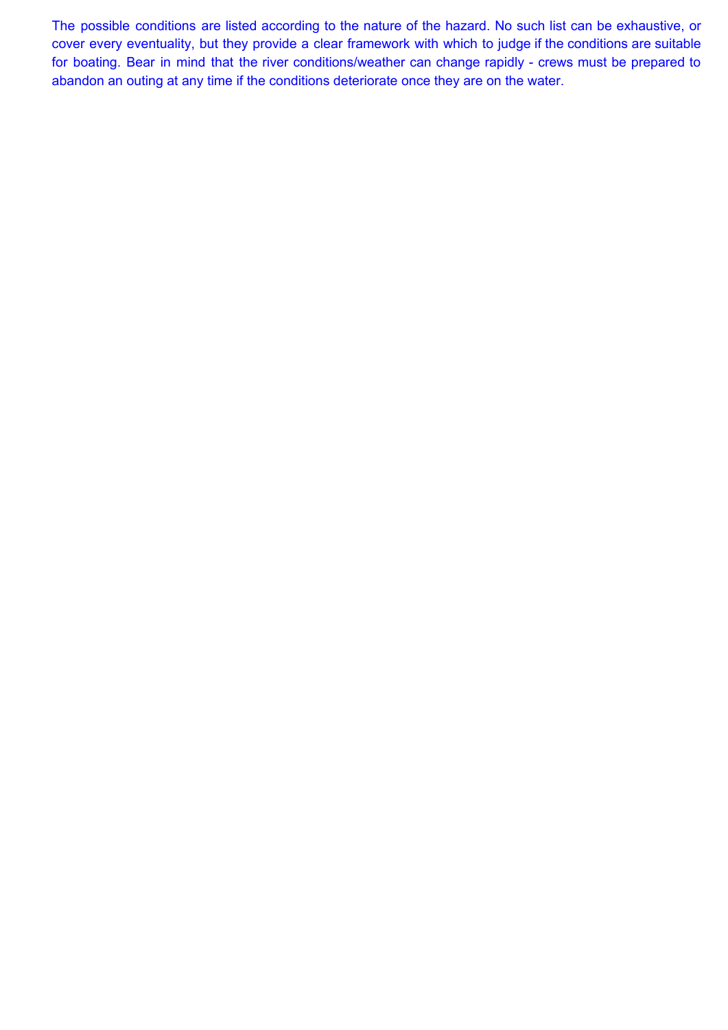The possible conditions are listed according to the nature of the hazard. No such list can be exhaustive, or cover every eventuality, but they provide a clear framework with which to judge if the conditions are suitable for boating. Bear in mind that the river conditions/weather can change rapidly - crews must be prepared to abandon an outing at any time if the conditions deteriorate once they are on the water.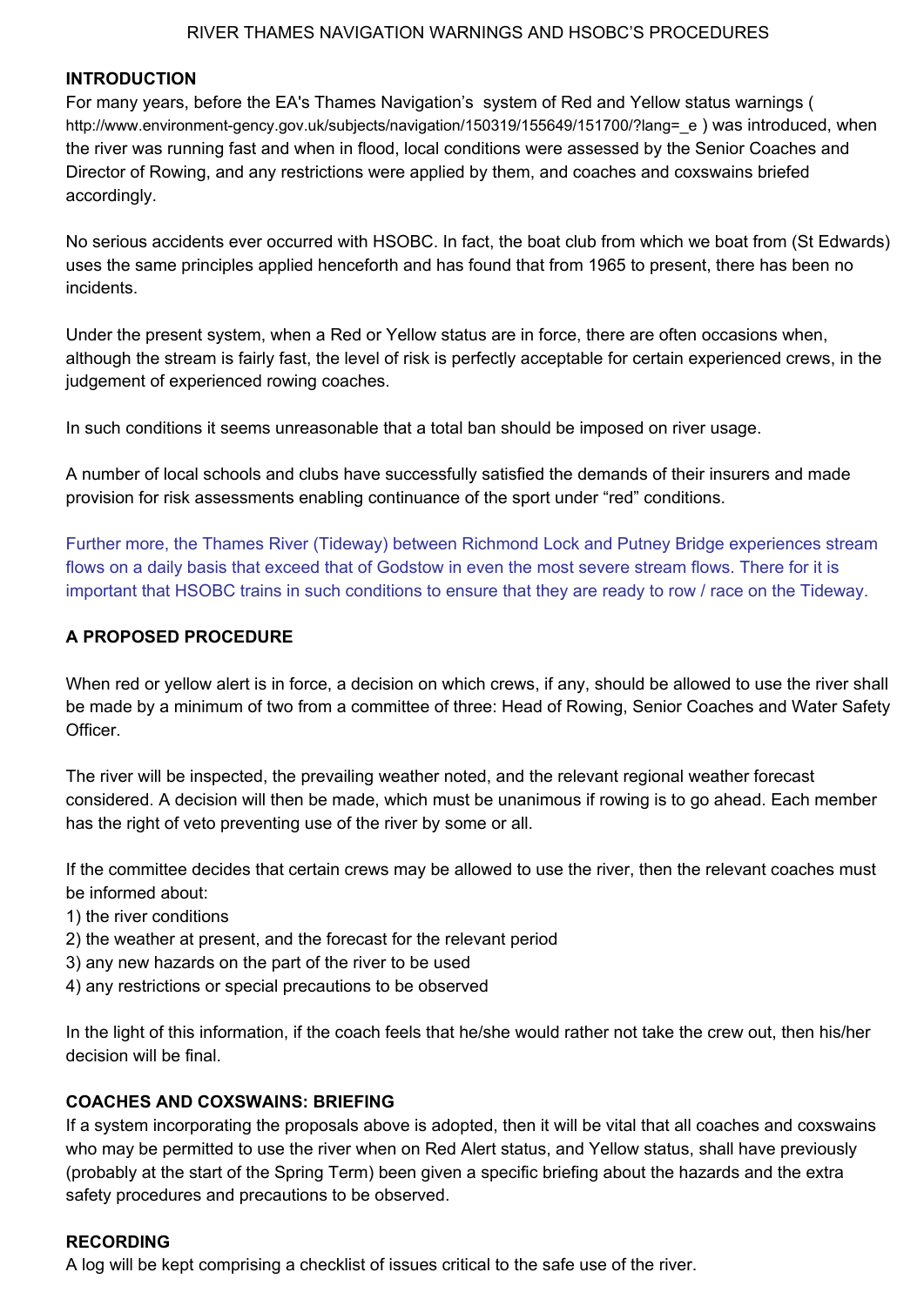RIVER THAMES NAVIGATION WARNINGS AND HSOBC'S PROCEDURES

## INTRODUCTION

For many years, before the EA's Thames Navigation's system of Red and Yellow status warnings ( http://www.environment-gency.gov.uk/subjects/navigation/150319/155649/151700/?lang=_e ) was introduced, when the river was running fast and when in flood, local conditions were assessed by the Senior Coaches and Director of Rowing, and any restrictions were applied by them, and coaches and coxswains briefed accordingly.

No serious accidents ever occurred with HSOBC. In fact, the boat club from which we boat from (St Edwards) uses the same principles applied henceforth and has found that from 1965 to present, there has been no incidents.

Under the present system, when a Red or Yellow status are in force, there are often occasions when, although the stream is fairly fast, the level of risk is perfectly acceptable for certain experienced crews, in the judgement of experienced rowing coaches.

In such conditions it seems unreasonable that a total ban should be imposed on river usage.

A number of local schools and clubs have successfully satisfied the demands of their insurers and made provision for risk assessments enabling continuance of the sport under "red" conditions.

Further more, the Thames River (Tideway) between Richmond Lock and Putney Bridge experiences stream flows on a daily basis that exceed that of Godstow in even the most severe stream flows. There for it is important that HSOBC trains in such conditions to ensure that they are ready to row / race on the Tideway.

## A PROPOSED PROCEDURE

When red or yellow alert is in force, a decision on which crews, if any, should be allowed to use the river shall be made by a minimum of two from a committee of three: Head of Rowing, Senior Coaches and Water Safety Officer.

The river will be inspected, the prevailing weather noted, and the relevant regional weather forecast considered. A decision will then be made, which must be unanimous if rowing is to go ahead. Each member has the right of veto preventing use of the river by some or all.

If the committee decides that certain crews may be allowed to use the river, then the relevant coaches must be informed about:
1) the river conditions
2) the weather at present, and the forecast for the relevant period
3) any new hazards on the part of the river to be used
4) any restrictions or special precautions to be observed

In the light of this information, if the coach feels that he/she would rather not take the crew out, then his/her decision will be final.

## COACHES AND COXSWAINS: BRIEFING

If a system incorporating the proposals above is adopted, then it will be vital that all coaches and coxswains who may be permitted to use the river when on Red Alert status, and Yellow status, shall have previously (probably at the start of the Spring Term) been given a specific briefing about the hazards and the extra safety procedures and precautions to be observed.

## RECORDING

A log will be kept comprising a checklist of issues critical to the safe use of the river.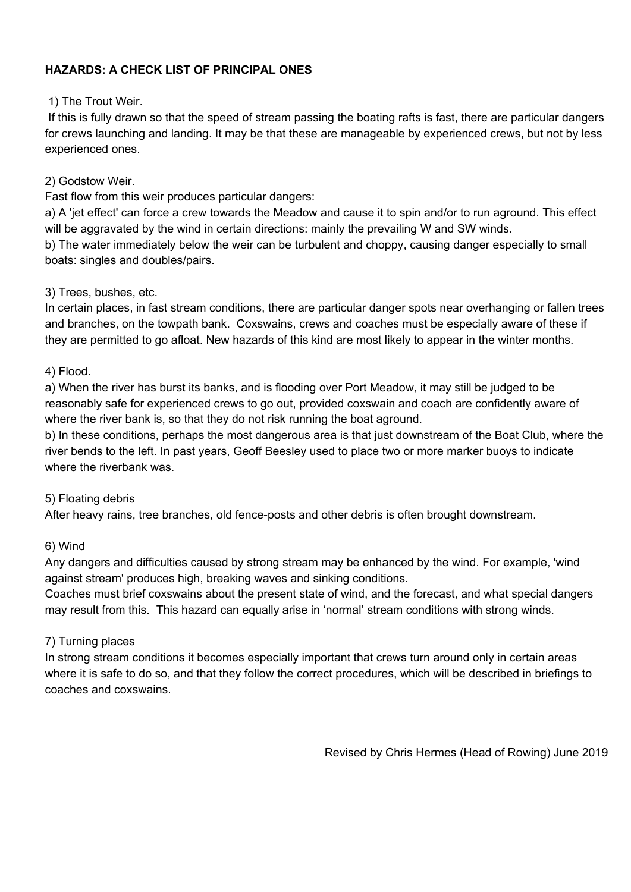**HAZARDS: A CHECK LIST OF PRINCIPAL ONES**

1) The Trout Weir.

If this is fully drawn so that the speed of stream passing the boating rafts is fast, there are particular dangers for crews launching and landing. It may be that these are manageable by experienced crews, but not by less experienced ones.

2) Godstow Weir.

Fast flow from this weir produces particular dangers:

a) A 'jet effect' can force a crew towards the Meadow and cause it to spin and/or to run aground. This effect will be aggravated by the wind in certain directions: mainly the prevailing W and SW winds.

b) The water immediately below the weir can be turbulent and choppy, causing danger especially to small boats: singles and doubles/pairs.

3) Trees, bushes, etc.

In certain places, in fast stream conditions, there are particular danger spots near overhanging or fallen trees and branches, on the towpath bank. Coxswains, crews and coaches must be especially aware of these if they are permitted to go afloat. New hazards of this kind are most likely to appear in the winter months.

4) Flood.

a) When the river has burst its banks, and is flooding over Port Meadow, it may still be judged to be reasonably safe for experienced crews to go out, provided coxswain and coach are confidently aware of where the river bank is, so that they do not risk running the boat aground.

b) In these conditions, perhaps the most dangerous area is that just downstream of the Boat Club, where the river bends to the left. In past years, Geoff Beesley used to place two or more marker buoys to indicate where the riverbank was.

5) Floating debris

After heavy rains, tree branches, old fence-posts and other debris is often brought downstream.

6) Wind

Any dangers and difficulties caused by strong stream may be enhanced by the wind. For example, 'wind against stream' produces high, breaking waves and sinking conditions.

Coaches must brief coxswains about the present state of wind, and the forecast, and what special dangers may result from this. This hazard can equally arise in 'normal' stream conditions with strong winds.

7) Turning places

In strong stream conditions it becomes especially important that crews turn around only in certain areas where it is safe to do so, and that they follow the correct procedures, which will be described in briefings to coaches and coxswains.

Revised by Chris Hermes (Head of Rowing) June 2019